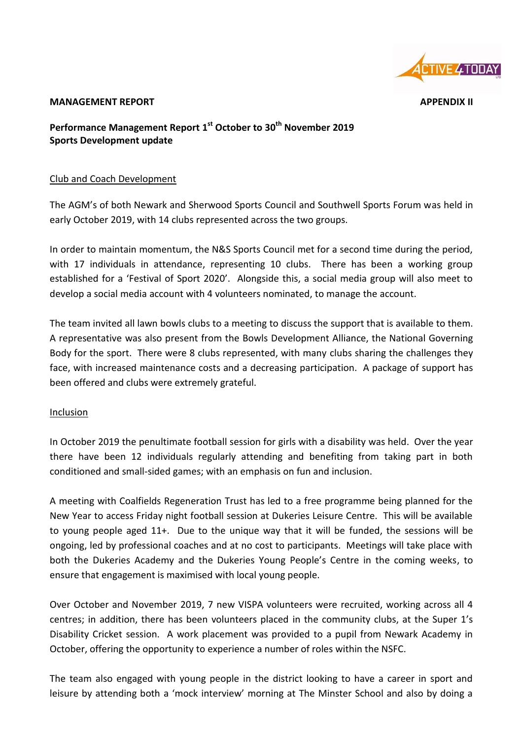**MANAGEMENT REPORT** **APPENDIX II**

**Performance Management Report 1st October to 30th November 2019**
**Sports Development update**

Club and Coach Development

The AGM's of both Newark and Sherwood Sports Council and Southwell Sports Forum was held in early October 2019, with 14 clubs represented across the two groups.

In order to maintain momentum, the N&S Sports Council met for a second time during the period, with 17 individuals in attendance, representing 10 clubs. There has been a working group established for a 'Festival of Sport 2020'. Alongside this, a social media group will also meet to develop a social media account with 4 volunteers nominated, to manage the account.

The team invited all lawn bowls clubs to a meeting to discuss the support that is available to them. A representative was also present from the Bowls Development Alliance, the National Governing Body for the sport. There were 8 clubs represented, with many clubs sharing the challenges they face, with increased maintenance costs and a decreasing participation. A package of support has been offered and clubs were extremely grateful.

Inclusion

In October 2019 the penultimate football session for girls with a disability was held. Over the year there have been 12 individuals regularly attending and benefiting from taking part in both conditioned and small-sided games; with an emphasis on fun and inclusion.

A meeting with Coalfields Regeneration Trust has led to a free programme being planned for the New Year to access Friday night football session at Dukeries Leisure Centre. This will be available to young people aged 11+. Due to the unique way that it will be funded, the sessions will be ongoing, led by professional coaches and at no cost to participants. Meetings will take place with both the Dukeries Academy and the Dukeries Young People's Centre in the coming weeks, to ensure that engagement is maximised with local young people.

Over October and November 2019, 7 new VISPA volunteers were recruited, working across all 4 centres; in addition, there has been volunteers placed in the community clubs, at the Super 1's Disability Cricket session. A work placement was provided to a pupil from Newark Academy in October, offering the opportunity to experience a number of roles within the NSFC.

The team also engaged with young people in the district looking to have a career in sport and leisure by attending both a 'mock interview' morning at The Minster School and also by doing a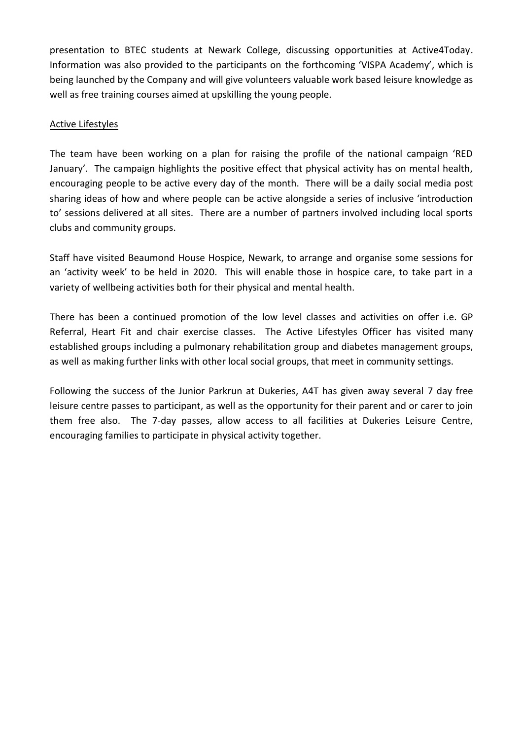presentation to BTEC students at Newark College, discussing opportunities at Active4Today. Information was also provided to the participants on the forthcoming 'VISPA Academy', which is being launched by the Company and will give volunteers valuable work based leisure knowledge as well as free training courses aimed at upskilling the young people.

## Active Lifestyles

The team have been working on a plan for raising the profile of the national campaign 'RED January'. The campaign highlights the positive effect that physical activity has on mental health, encouraging people to be active every day of the month. There will be a daily social media post sharing ideas of how and where people can be active alongside a series of inclusive 'introduction to' sessions delivered at all sites. There are a number of partners involved including local sports clubs and community groups.

Staff have visited Beaumond House Hospice, Newark, to arrange and organise some sessions for an 'activity week' to be held in 2020. This will enable those in hospice care, to take part in a variety of wellbeing activities both for their physical and mental health.

There has been a continued promotion of the low level classes and activities on offer i.e. GP Referral, Heart Fit and chair exercise classes. The Active Lifestyles Officer has visited many established groups including a pulmonary rehabilitation group and diabetes management groups, as well as making further links with other local social groups, that meet in community settings.

Following the success of the Junior Parkrun at Dukeries, A4T has given away several 7 day free leisure centre passes to participant, as well as the opportunity for their parent and or carer to join them free also. The 7-day passes, allow access to all facilities at Dukeries Leisure Centre, encouraging families to participate in physical activity together.